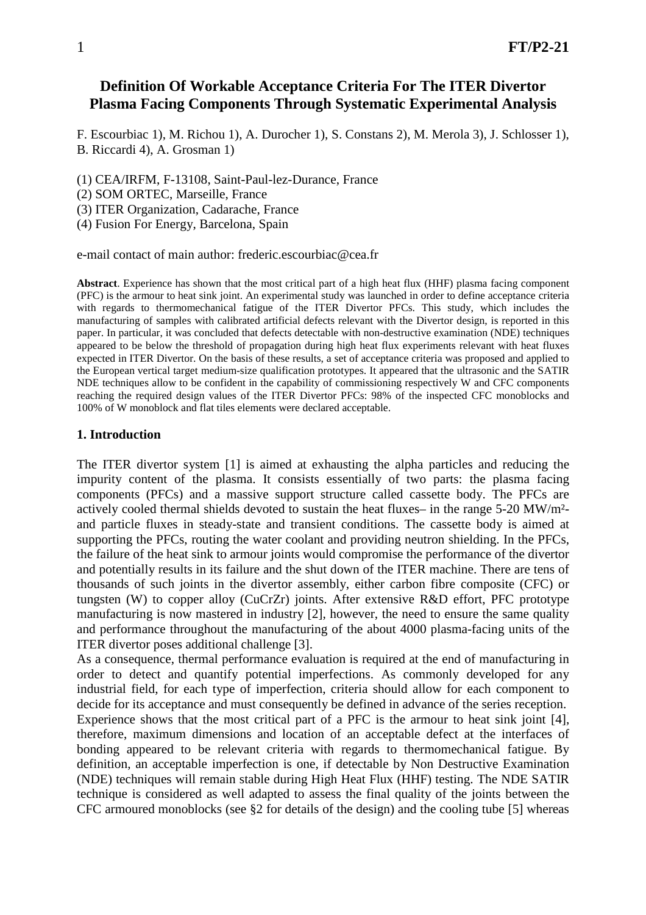# Definition Of Workable Acceptance Criteria For The ITER Divertor Plasma Facing Components Through Systematic Experimental Analysis

F. Escourbiac 1), M. Richou 1), A. Durocher 1), S. Constans 2), M. Merola 3), J. Schlosser 1), B. Riccardi 4), A. Grosman 1)

(1) CEA/IRFM, F-13108, Saint-Paul-lez-Durance, France
(2) SOM ORTEC, Marseille, France
(3) ITER Organization, Cadarache, France
(4) Fusion For Energy, Barcelona, Spain

e-mail contact of main author: frederic.escourbiac@cea.fr

**Abstract**. Experience has shown that the most critical part of a high heat flux (HHF) plasma facing component (PFC) is the armour to heat sink joint. An experimental study was launched in order to define acceptance criteria with regards to thermomechanical fatigue of the ITER Divertor PFCs. This study, which includes the manufacturing of samples with calibrated artificial defects relevant with the Divertor design, is reported in this paper. In particular, it was concluded that defects detectable with non-destructive examination (NDE) techniques appeared to be below the threshold of propagation during high heat flux experiments relevant with heat fluxes expected in ITER Divertor. On the basis of these results, a set of acceptance criteria was proposed and applied to the European vertical target medium-size qualification prototypes. It appeared that the ultrasonic and the SATIR NDE techniques allow to be confident in the capability of commissioning respectively W and CFC components reaching the required design values of the ITER Divertor PFCs: 98% of the inspected CFC monoblocks and 100% of W monoblock and flat tiles elements were declared acceptable.

## 1. Introduction

The ITER divertor system [1] is aimed at exhausting the alpha particles and reducing the impurity content of the plasma. It consists essentially of two parts: the plasma facing components (PFCs) and a massive support structure called cassette body. The PFCs are actively cooled thermal shields devoted to sustain the heat fluxes– in the range 5-20 MW/m²- and particle fluxes in steady-state and transient conditions. The cassette body is aimed at supporting the PFCs, routing the water coolant and providing neutron shielding. In the PFCs, the failure of the heat sink to armour joints would compromise the performance of the divertor and potentially results in its failure and the shut down of the ITER machine. There are tens of thousands of such joints in the divertor assembly, either carbon fibre composite (CFC) or tungsten (W) to copper alloy (CuCrZr) joints. After extensive R&D effort, PFC prototype manufacturing is now mastered in industry [2], however, the need to ensure the same quality and performance throughout the manufacturing of the about 4000 plasma-facing units of the ITER divertor poses additional challenge [3].

As a consequence, thermal performance evaluation is required at the end of manufacturing in order to detect and quantify potential imperfections. As commonly developed for any industrial field, for each type of imperfection, criteria should allow for each component to decide for its acceptance and must consequently be defined in advance of the series reception.

Experience shows that the most critical part of a PFC is the armour to heat sink joint [4], therefore, maximum dimensions and location of an acceptable defect at the interfaces of bonding appeared to be relevant criteria with regards to thermomechanical fatigue. By definition, an acceptable imperfection is one, if detectable by Non Destructive Examination (NDE) techniques will remain stable during High Heat Flux (HHF) testing. The NDE SATIR technique is considered as well adapted to assess the final quality of the joints between the CFC armoured monoblocks (see §2 for details of the design) and the cooling tube [5] whereas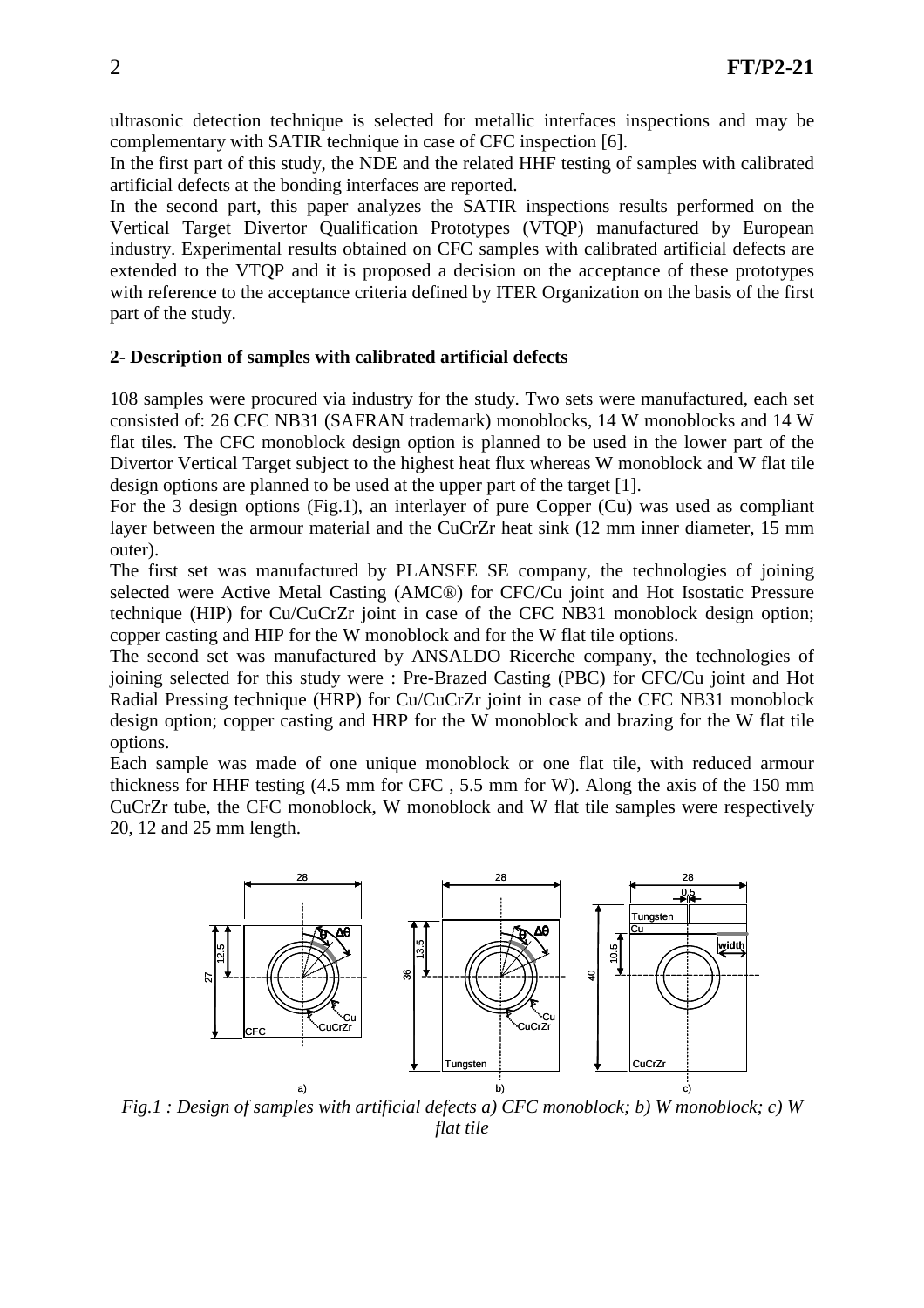ultrasonic detection technique is selected for metallic interfaces inspections and may be complementary with SATIR technique in case of CFC inspection [6].

In the first part of this study, the NDE and the related HHF testing of samples with calibrated artificial defects at the bonding interfaces are reported.

In the second part, this paper analyzes the SATIR inspections results performed on the Vertical Target Divertor Qualification Prototypes (VTQP) manufactured by European industry. Experimental results obtained on CFC samples with calibrated artificial defects are extended to the VTQP and it is proposed a decision on the acceptance of these prototypes with reference to the acceptance criteria defined by ITER Organization on the basis of the first part of the study.

**2- Description of samples with calibrated artificial defects**

108 samples were procured via industry for the study. Two sets were manufactured, each set consisted of: 26 CFC NB31 (SAFRAN trademark) monoblocks, 14 W monoblocks and 14 W flat tiles. The CFC monoblock design option is planned to be used in the lower part of the Divertor Vertical Target subject to the highest heat flux whereas W monoblock and W flat tile design options are planned to be used at the upper part of the target [1].

For the 3 design options (Fig.1), an interlayer of pure Copper (Cu) was used as compliant layer between the armour material and the CuCrZr heat sink (12 mm inner diameter, 15 mm outer).

The first set was manufactured by PLANSEE SE company, the technologies of joining selected were Active Metal Casting (AMC®) for CFC/Cu joint and Hot Isostatic Pressure technique (HIP) for Cu/CuCrZr joint in case of the CFC NB31 monoblock design option; copper casting and HIP for the W monoblock and for the W flat tile options.

The second set was manufactured by ANSALDO Ricerche company, the technologies of joining selected for this study were : Pre-Brazed Casting (PBC) for CFC/Cu joint and Hot Radial Pressing technique (HRP) for Cu/CuCrZr joint in case of the CFC NB31 monoblock design option; copper casting and HRP for the W monoblock and brazing for the W flat tile options.

Each sample was made of one unique monoblock or one flat tile, with reduced armour thickness for HHF testing (4.5 mm for CFC , 5.5 mm for W). Along the axis of the 150 mm CuCrZr tube, the CFC monoblock, W monoblock and W flat tile samples were respectively 20, 12 and 25 mm length.

*Fig.1 : Design of samples with artificial defects a) CFC monoblock; b) W monoblock; c) W flat tile*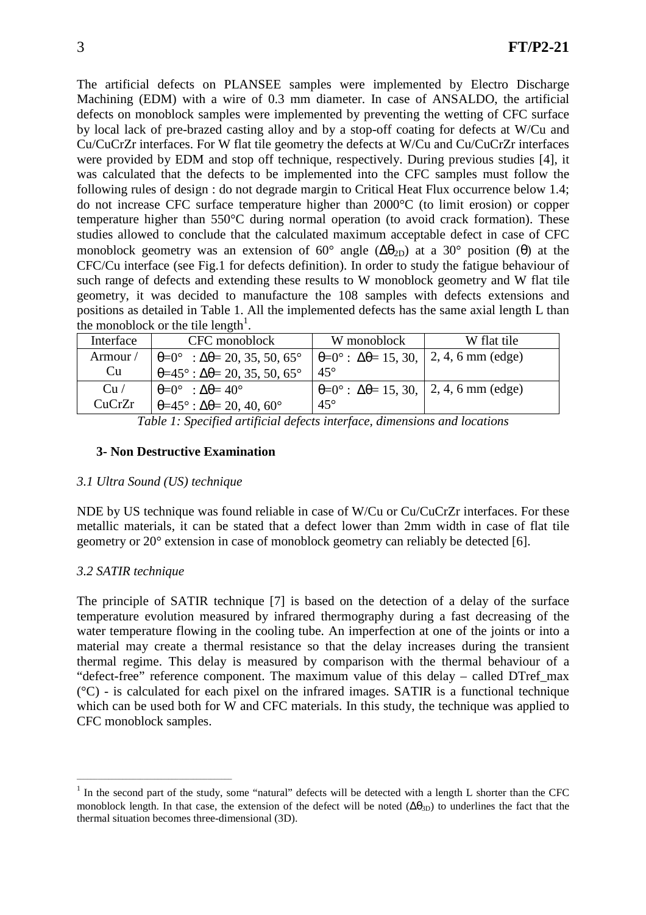The artificial defects on PLANSEE samples were implemented by Electro Discharge Machining (EDM) with a wire of 0.3 mm diameter. In case of ANSALDO, the artificial defects on monoblock samples were implemented by preventing the wetting of CFC surface by local lack of pre-brazed casting alloy and by a stop-off coating for defects at W/Cu and Cu/CuCrZr interfaces. For W flat tile geometry the defects at W/Cu and Cu/CuCrZr interfaces were provided by EDM and stop off technique, respectively. During previous studies [4], it was calculated that the defects to be implemented into the CFC samples must follow the following rules of design : do not degrade margin to Critical Heat Flux occurrence below 1.4; do not increase CFC surface temperature higher than 2000°C (to limit erosion) or copper temperature higher than 550°C during normal operation (to avoid crack formation). These studies allowed to conclude that the calculated maximum acceptable defect in case of CFC monoblock geometry was an extension of 60° angle ($\Delta\theta_{2D}$) at a 30° position ($\theta$) at the CFC/Cu interface (see Fig.1 for defects definition). In order to study the fatigue behaviour of such range of defects and extending these results to W monoblock geometry and W flat tile geometry, it was decided to manufacture the 108 samples with defects extensions and positions as detailed in Table 1. All the implemented defects has the same axial length L than the monoblock or the tile length[1].

| Interface | CFC monoblock | W monoblock | W flat tile |
|---|---|---|---|
| Armour / Cu | $\theta$=0° : $\Delta\theta$= 20, 35, 50, 65°<br>$\theta$=45° : $\Delta\theta$= 20, 35, 50, 65° | $\theta$=0° : $\Delta\theta$= 15, 30, 45° | 2, 4, 6 mm (edge) |
| Cu / CuCrZr | $\theta$=0° : $\Delta\theta$= 40°<br>$\theta$=45° : $\Delta\theta$= 20, 40, 60° | $\theta$=0° : $\Delta\theta$= 15, 30, 45° | 2, 4, 6 mm (edge) |

*Table 1: Specified artificial defects interface, dimensions and locations*

## 3- Non Destructive Examination

### *3.1 Ultra Sound (US) technique*

NDE by US technique was found reliable in case of W/Cu or Cu/CuCrZr interfaces. For these metallic materials, it can be stated that a defect lower than 2mm width in case of flat tile geometry or 20° extension in case of monoblock geometry can reliably be detected [6].

### *3.2 SATIR technique*

The principle of SATIR technique [7] is based on the detection of a delay of the surface temperature evolution measured by infrared thermography during a fast decreasing of the water temperature flowing in the cooling tube. An imperfection at one of the joints or into a material may create a thermal resistance so that the delay increases during the transient thermal regime. This delay is measured by comparison with the thermal behaviour of a "defect-free" reference component. The maximum value of this delay – called DTref_max (°C) - is calculated for each pixel on the infrared images. SATIR is a functional technique which can be used both for W and CFC materials. In this study, the technique was applied to CFC monoblock samples.

[1] In the second part of the study, some "natural" defects will be detected with a length L shorter than the CFC monoblock length. In that case, the extension of the defect will be noted ($\Delta\theta_{3D}$) to underlines the fact that the thermal situation becomes three-dimensional (3D).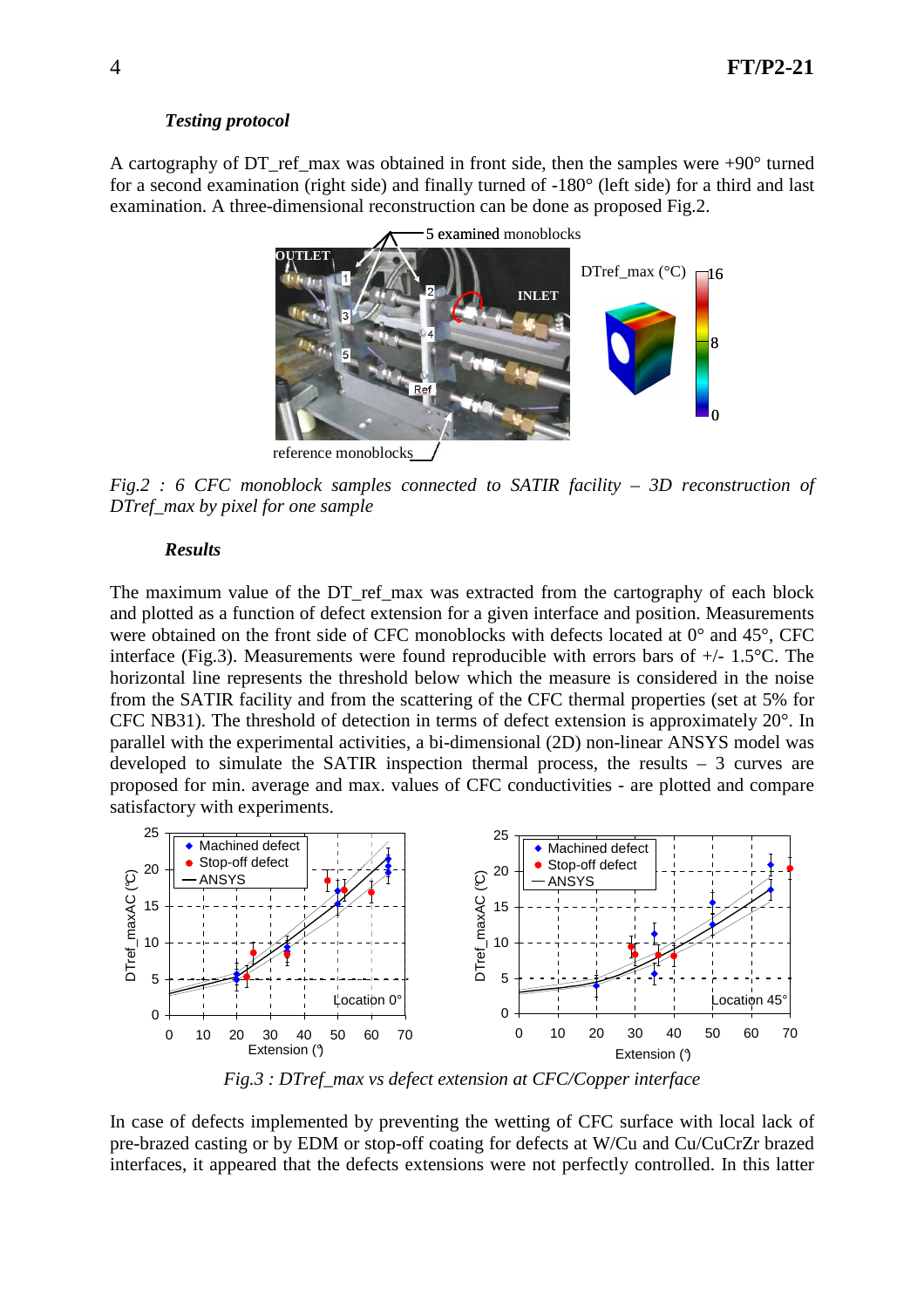### *Testing protocol*

A cartography of DT_ref_max was obtained in front side, then the samples were +90° turned for a second examination (right side) and finally turned of -180° (left side) for a third and last examination. A three-dimensional reconstruction can be done as proposed Fig.2.

*Fig.2 : 6 CFC monoblock samples connected to SATIR facility – 3D reconstruction of DTref_max by pixel for one sample*

### *Results*

The maximum value of the DT_ref_max was extracted from the cartography of each block and plotted as a function of defect extension for a given interface and position. Measurements were obtained on the front side of CFC monoblocks with defects located at 0° and 45°, CFC interface (Fig.3). Measurements were found reproducible with errors bars of +/- 1.5°C. The horizontal line represents the threshold below which the measure is considered in the noise from the SATIR facility and from the scattering of the CFC thermal properties (set at 5% for CFC NB31). The threshold of detection in terms of defect extension is approximately 20°. In parallel with the experimental activities, a bi-dimensional (2D) non-linear ANSYS model was developed to simulate the SATIR inspection thermal process, the results – 3 curves are proposed for min. average and max. values of CFC conductivities - are plotted and compare satisfactory with experiments.

*Fig.3 : DTref_max vs defect extension at CFC/Copper interface*

In case of defects implemented by preventing the wetting of CFC surface with local lack of pre-brazed casting or by EDM or stop-off coating for defects at W/Cu and Cu/CuCrZr brazed interfaces, it appeared that the defects extensions were not perfectly controlled. In this latter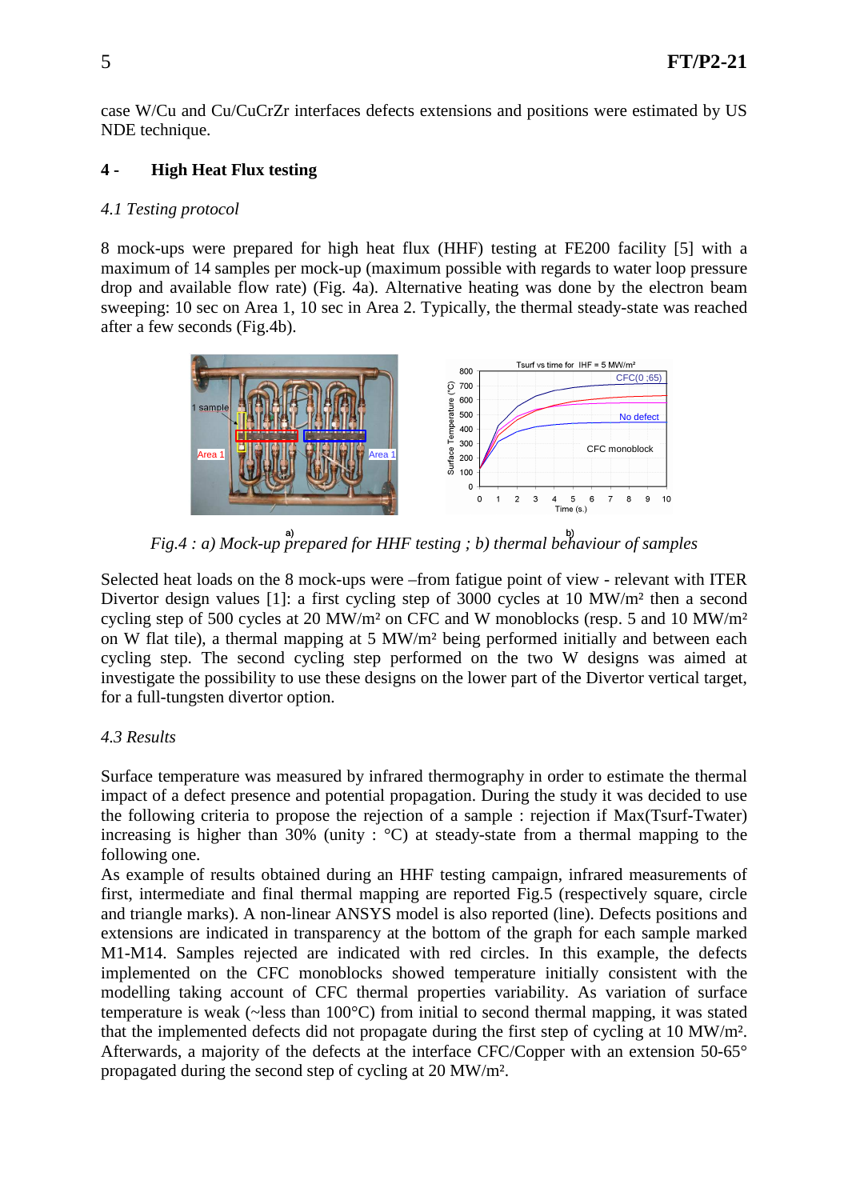case W/Cu and Cu/CuCrZr interfaces defects extensions and positions were estimated by US NDE technique.

## 4 - High Heat Flux testing

### *4.1 Testing protocol*

8 mock-ups were prepared for high heat flux (HHF) testing at FE200 facility [5] with a maximum of 14 samples per mock-up (maximum possible with regards to water loop pressure drop and available flow rate) (Fig. 4a). Alternative heating was done by the electron beam sweeping: 10 sec on Area 1, 10 sec in Area 2. Typically, the thermal steady-state was reached after a few seconds (Fig.4b).

*Fig.4 : a) Mock-up prepared for HHF testing ; b) thermal behaviour of samples*

Selected heat loads on the 8 mock-ups were –from fatigue point of view - relevant with ITER Divertor design values [1]: a first cycling step of 3000 cycles at 10 MW/m² then a second cycling step of 500 cycles at 20 MW/m² on CFC and W monoblocks (resp. 5 and 10 MW/m² on W flat tile), a thermal mapping at 5 MW/m² being performed initially and between each cycling step. The second cycling step performed on the two W designs was aimed at investigate the possibility to use these designs on the lower part of the Divertor vertical target, for a full-tungsten divertor option.

### *4.3 Results*

Surface temperature was measured by infrared thermography in order to estimate the thermal impact of a defect presence and potential propagation. During the study it was decided to use the following criteria to propose the rejection of a sample : rejection if Max(Tsurf-Twater) increasing is higher than 30% (unity : °C) at steady-state from a thermal mapping to the following one.

As example of results obtained during an HHF testing campaign, infrared measurements of first, intermediate and final thermal mapping are reported Fig.5 (respectively square, circle and triangle marks). A non-linear ANSYS model is also reported (line). Defects positions and extensions are indicated in transparency at the bottom of the graph for each sample marked M1-M14. Samples rejected are indicated with red circles. In this example, the defects implemented on the CFC monoblocks showed temperature initially consistent with the modelling taking account of CFC thermal properties variability. As variation of surface temperature is weak (~less than 100°C) from initial to second thermal mapping, it was stated that the implemented defects did not propagate during the first step of cycling at 10 MW/m². Afterwards, a majority of the defects at the interface CFC/Copper with an extension 50-65° propagated during the second step of cycling at 20 MW/m².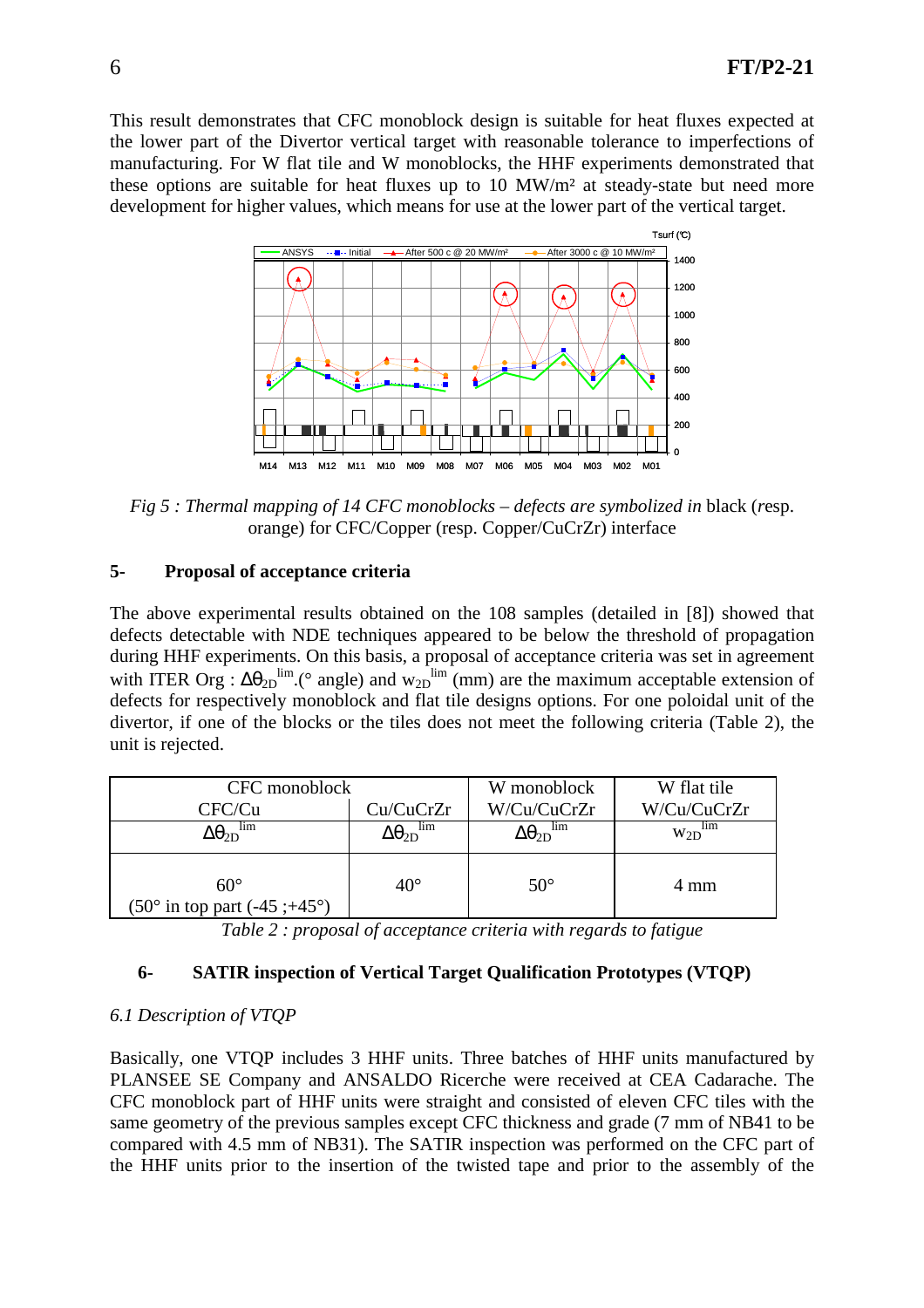This result demonstrates that CFC monoblock design is suitable for heat fluxes expected at the lower part of the Divertor vertical target with reasonable tolerance to imperfections of manufacturing. For W flat tile and W monoblocks, the HHF experiments demonstrated that these options are suitable for heat fluxes up to 10 MW/m² at steady-state but need more development for higher values, which means for use at the lower part of the vertical target.

*Fig 5 : Thermal mapping of 14 CFC monoblocks – defects are symbolized in* black (*r*esp. orange) for CFC/Copper (resp. Copper/CuCrZr) interface

## 5- Proposal of acceptance criteria

The above experimental results obtained on the 108 samples (detailed in [8]) showed that defects detectable with NDE techniques appeared to be below the threshold of propagation during HHF experiments. On this basis, a proposal of acceptance criteria was set in agreement with ITER Org : $\Delta\theta_{2D}^{lim}$.(° angle) and $w_{2D}^{lim}$ (mm) are the maximum acceptable extension of defects for respectively monoblock and flat tile designs options. For one poloidal unit of the divertor, if one of the blocks or the tiles does not meet the following criteria (Table 2), the unit is rejected.

| CFC monoblock | | W monoblock | W flat tile |
|---|---|---|---|
| CFC/Cu | Cu/CuCrZr | W/Cu/CuCrZr | W/Cu/CuCrZr |
| $\Delta\theta_{2D}^{lim}$ | $\Delta\theta_{2D}^{lim}$ | $\Delta\theta_{2D}^{lim}$ | $w_{2D}^{lim}$ |
| 60° (50° in top part (-45 ;+45°) | 40° | 50° | 4 mm |

*Table 2 : proposal of acceptance criteria with regards to fatigue*

## 6- SATIR inspection of Vertical Target Qualification Prototypes (VTQP)

### *6.1 Description of VTQP*

Basically, one VTQP includes 3 HHF units. Three batches of HHF units manufactured by PLANSEE SE Company and ANSALDO Ricerche were received at CEA Cadarache. The CFC monoblock part of HHF units were straight and consisted of eleven CFC tiles with the same geometry of the previous samples except CFC thickness and grade (7 mm of NB41 to be compared with 4.5 mm of NB31). The SATIR inspection was performed on the CFC part of the HHF units prior to the insertion of the twisted tape and prior to the assembly of the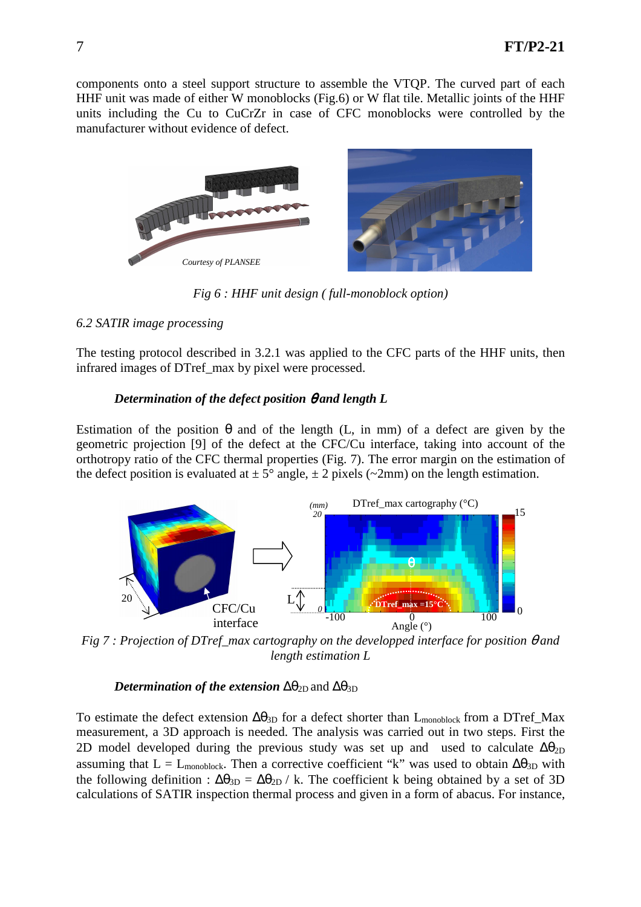components onto a steel support structure to assemble the VTQP. The curved part of each HHF unit was made of either W monoblocks (Fig.6) or W flat tile. Metallic joints of the HHF units including the Cu to CuCrZr in case of CFC monoblocks were controlled by the manufacturer without evidence of defect.

*Fig 6 : HHF unit design ( full-monoblock option)*

*6.2 SATIR image processing*

The testing protocol described in 3.2.1 was applied to the CFC parts of the HHF units, then infrared images of DTref_max by pixel were processed.

***Determination of the defect position $\theta$ and length L***

Estimation of the position $\theta$ and of the length (L, in mm) of a defect are given by the geometric projection [9] of the defect at the CFC/Cu interface, taking into account of the orthotropy ratio of the CFC thermal properties (Fig. 7). The error margin on the estimation of the defect position is evaluated at ± 5° angle, ± 2 pixels (~2mm) on the length estimation.

*Fig 7 : Projection of DTref_max cartography on the developped interface for position $\theta$ and length estimation L*

***Determination of the extension*** $\Delta\theta_{2D}$ and $\Delta\theta_{3D}$

To estimate the defect extension $\Delta\theta_{3D}$ for a defect shorter than $L_{monoblock}$ from a DTref_Max measurement, a 3D approach is needed. The analysis was carried out in two steps. First the 2D model developed during the previous study was set up and used to calculate $\Delta\theta_{2D}$ assuming that $L = L_{monoblock}$. Then a corrective coefficient "k" was used to obtain $\Delta\theta_{3D}$ with the following definition : $\Delta\theta_{3D} = \Delta\theta_{2D} / k$. The coefficient k being obtained by a set of 3D calculations of SATIR inspection thermal process and given in a form of abacus. For instance,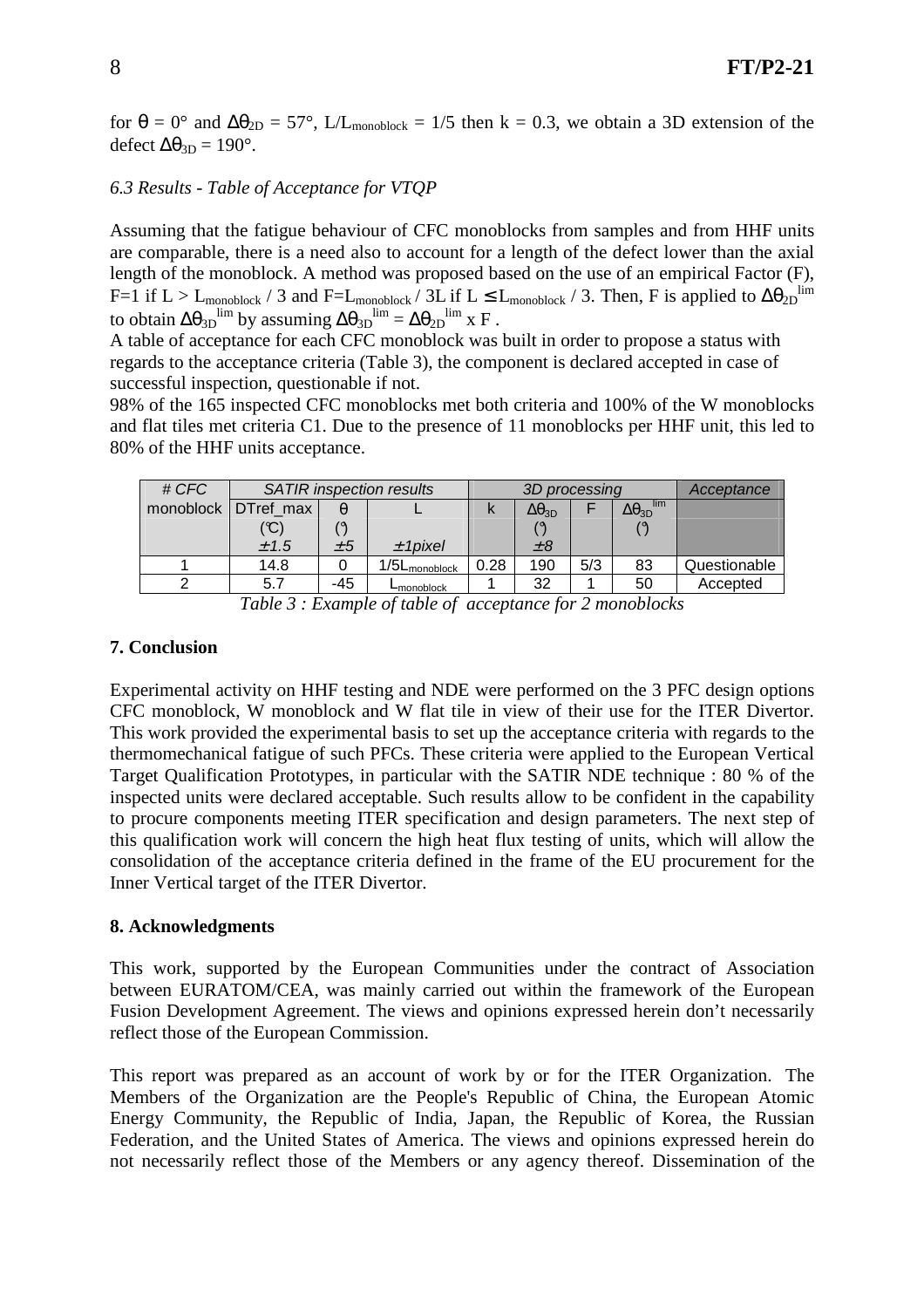for $\theta = 0°$ and $\Delta\theta_{2D} = 57°$, $L/L_{monoblock} = 1/5$ then $k = 0.3$, we obtain a 3D extension of the defect $\Delta\theta_{3D} = 190°$.

*6.3 Results - Table of Acceptance for VTQP*

Assuming that the fatigue behaviour of CFC monoblocks from samples and from HHF units are comparable, there is a need also to account for a length of the defect lower than the axial length of the monoblock. A method was proposed based on the use of an empirical Factor (F), F=1 if $L > L_{monoblock} / 3$ and $F = L_{monoblock} / 3L$ if $L \leq L_{monoblock} / 3$. Then, F is applied to $\Delta\theta_{2D}^{lim}$ to obtain $\Delta\theta_{3D}^{lim}$ by assuming $\Delta\theta_{3D}^{lim} = \Delta\theta_{2D}^{lim} \times F$.

A table of acceptance for each CFC monoblock was built in order to propose a status with regards to the acceptance criteria (Table 3), the component is declared accepted in case of successful inspection, questionable if not.

98% of the 165 inspected CFC monoblocks met both criteria and 100% of the W monoblocks and flat tiles met criteria C1. Due to the presence of 11 monoblocks per HHF unit, this led to 80% of the HHF units acceptance.

| *# CFC* | *SATIR inspection results* | | | *3D processing* | | | | *Acceptance* |
|---|---|---|---|---|---|---|---|---|
| monoblock | DTref_max (°C) *±1.5* | $\theta$ (°) *±5* | L *±1pixel* | k | $\Delta\theta_{3D}$ (°) *±8* | F | $\Delta\theta_{3D}^{lim}$ (°) | |
| 1 | 14.8 | 0 | $1/5L_{monoblock}$ | 0.28 | 190 | 5/3 | 83 | Questionable |
| 2 | 5.7 | -45 | $L_{monoblock}$ | 1 | 32 | 1 | 50 | Accepted |

*Table 3 : Example of table of acceptance for 2 monoblocks*

## 7. Conclusion

Experimental activity on HHF testing and NDE were performed on the 3 PFC design options CFC monoblock, W monoblock and W flat tile in view of their use for the ITER Divertor. This work provided the experimental basis to set up the acceptance criteria with regards to the thermomechanical fatigue of such PFCs. These criteria were applied to the European Vertical Target Qualification Prototypes, in particular with the SATIR NDE technique : 80 % of the inspected units were declared acceptable. Such results allow to be confident in the capability to procure components meeting ITER specification and design parameters. The next step of this qualification work will concern the high heat flux testing of units, which will allow the consolidation of the acceptance criteria defined in the frame of the EU procurement for the Inner Vertical target of the ITER Divertor.

## 8. Acknowledgments

This work, supported by the European Communities under the contract of Association between EURATOM/CEA, was mainly carried out within the framework of the European Fusion Development Agreement. The views and opinions expressed herein don't necessarily reflect those of the European Commission.

This report was prepared as an account of work by or for the ITER Organization. The Members of the Organization are the People's Republic of China, the European Atomic Energy Community, the Republic of India, Japan, the Republic of Korea, the Russian Federation, and the United States of America. The views and opinions expressed herein do not necessarily reflect those of the Members or any agency thereof. Dissemination of the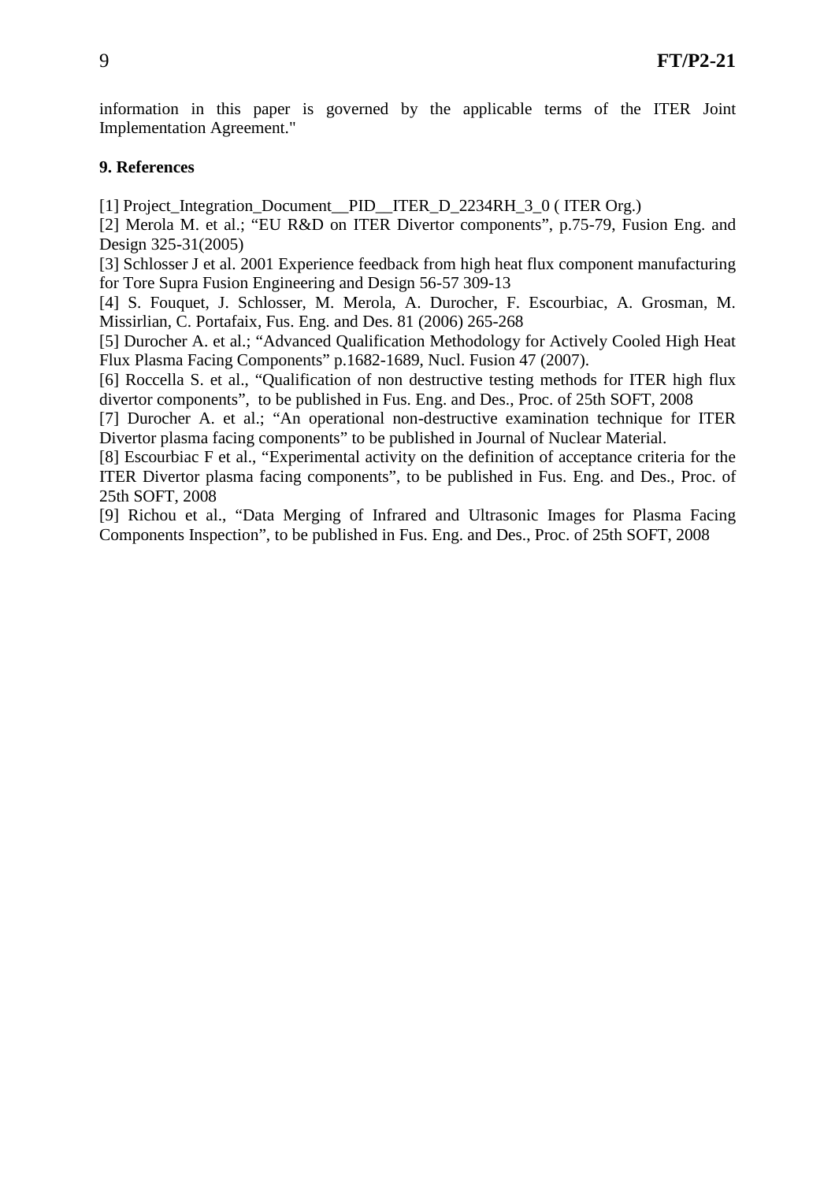information in this paper is governed by the applicable terms of the ITER Joint Implementation Agreement."

## 9. References

[1] Project_Integration_Document__PID__ITER_D_2234RH_3_0 ( ITER Org.)

[2] Merola M. et al.; "EU R&D on ITER Divertor components", p.75-79, Fusion Eng. and Design 325-31(2005)

[3] Schlosser J et al. 2001 Experience feedback from high heat flux component manufacturing for Tore Supra Fusion Engineering and Design 56-57 309-13

[4] S. Fouquet, J. Schlosser, M. Merola, A. Durocher, F. Escourbiac, A. Grosman, M. Missirlian, C. Portafaix, Fus. Eng. and Des. 81 (2006) 265-268

[5] Durocher A. et al.; "Advanced Qualification Methodology for Actively Cooled High Heat Flux Plasma Facing Components" p.1682-1689, Nucl. Fusion 47 (2007).

[6] Roccella S. et al., "Qualification of non destructive testing methods for ITER high flux divertor components", to be published in Fus. Eng. and Des., Proc. of 25th SOFT, 2008

[7] Durocher A. et al.; "An operational non-destructive examination technique for ITER Divertor plasma facing components" to be published in Journal of Nuclear Material.

[8] Escourbiac F et al., "Experimental activity on the definition of acceptance criteria for the ITER Divertor plasma facing components", to be published in Fus. Eng. and Des., Proc. of 25th SOFT, 2008

[9] Richou et al., "Data Merging of Infrared and Ultrasonic Images for Plasma Facing Components Inspection", to be published in Fus. Eng. and Des., Proc. of 25th SOFT, 2008